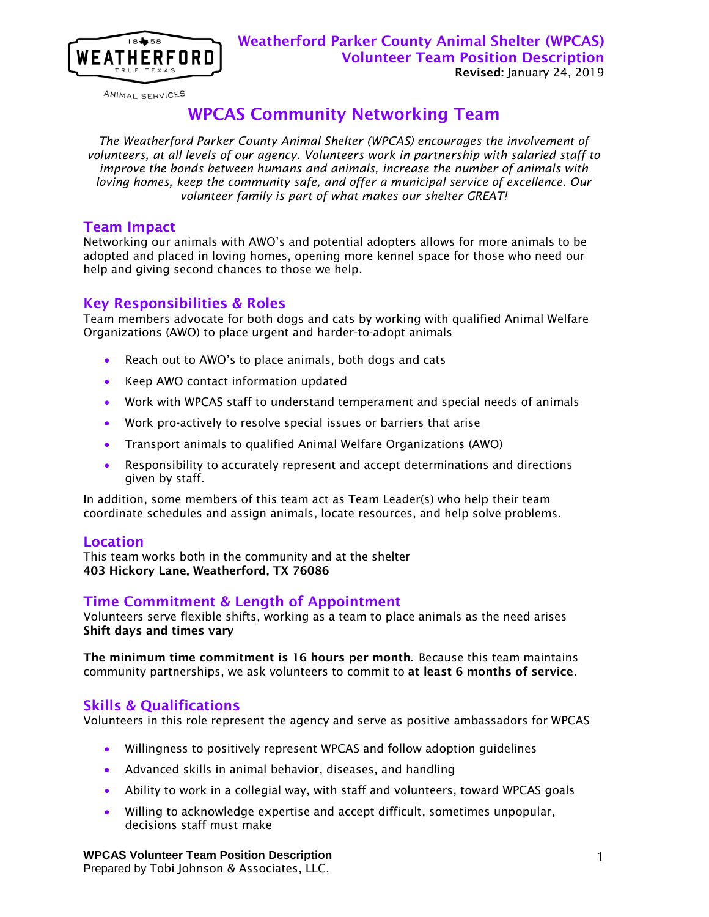ANIMAL SERVICES

**Weatherford Parker County Animal Shelter (WPCAS)**
**Volunteer Team Position Description**
**Revised:** January 24, 2019

# WPCAS Community Networking Team

*The Weatherford Parker County Animal Shelter (WPCAS) encourages the involvement of volunteers, at all levels of our agency. Volunteers work in partnership with salaried staff to improve the bonds between humans and animals, increase the number of animals with loving homes, keep the community safe, and offer a municipal service of excellence. Our volunteer family is part of what makes our shelter GREAT!*

## Team Impact

Networking our animals with AWO's and potential adopters allows for more animals to be adopted and placed in loving homes, opening more kennel space for those who need our help and giving second chances to those we help.

## Key Responsibilities & Roles

Team members advocate for both dogs and cats by working with qualified Animal Welfare Organizations (AWO) to place urgent and harder-to-adopt animals

- Reach out to AWO's to place animals, both dogs and cats
- Keep AWO contact information updated
- Work with WPCAS staff to understand temperament and special needs of animals
- Work pro-actively to resolve special issues or barriers that arise
- Transport animals to qualified Animal Welfare Organizations (AWO)
- Responsibility to accurately represent and accept determinations and directions given by staff.

In addition, some members of this team act as Team Leader(s) who help their team coordinate schedules and assign animals, locate resources, and help solve problems.

## Location

This team works both in the community and at the shelter
**403 Hickory Lane, Weatherford, TX 76086**

## Time Commitment & Length of Appointment

Volunteers serve flexible shifts, working as a team to place animals as the need arises
**Shift days and times vary**

**The minimum time commitment is 16 hours per month.** Because this team maintains community partnerships, we ask volunteers to commit to **at least 6 months of service**.

## Skills & Qualifications

Volunteers in this role represent the agency and serve as positive ambassadors for WPCAS

- Willingness to positively represent WPCAS and follow adoption guidelines
- Advanced skills in animal behavior, diseases, and handling
- Ability to work in a collegial way, with staff and volunteers, toward WPCAS goals
- Willing to acknowledge expertise and accept difficult, sometimes unpopular, decisions staff must make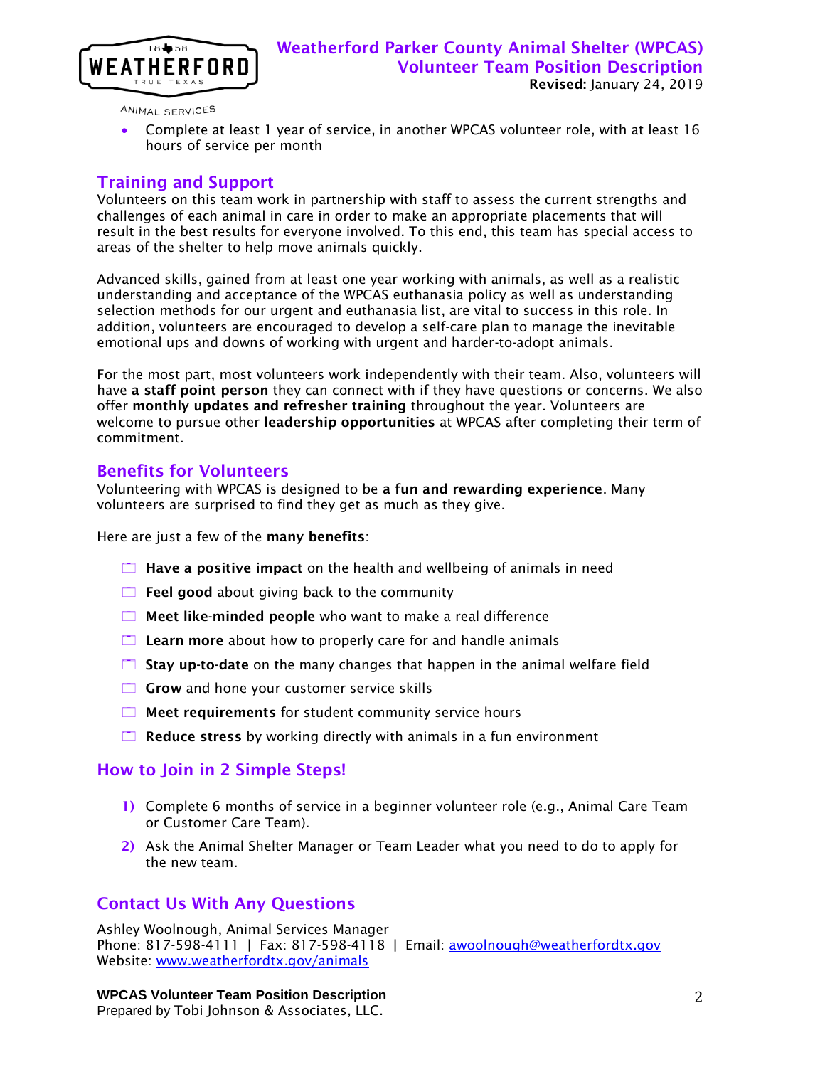- Complete at least 1 year of service, in another WPCAS volunteer role, with at least 16 hours of service per month

## Training and Support

Volunteers on this team work in partnership with staff to assess the current strengths and challenges of each animal in care in order to make an appropriate placements that will result in the best results for everyone involved. To this end, this team has special access to areas of the shelter to help move animals quickly.

Advanced skills, gained from at least one year working with animals, as well as a realistic understanding and acceptance of the WPCAS euthanasia policy as well as understanding selection methods for our urgent and euthanasia list, are vital to success in this role. In addition, volunteers are encouraged to develop a self-care plan to manage the inevitable emotional ups and downs of working with urgent and harder-to-adopt animals.

For the most part, most volunteers work independently with their team. Also, volunteers will have **a staff point person** they can connect with if they have questions or concerns. We also offer **monthly updates and refresher training** throughout the year. Volunteers are welcome to pursue other **leadership opportunities** at WPCAS after completing their term of commitment.

## Benefits for Volunteers

Volunteering with WPCAS is designed to be **a fun and rewarding experience**. Many volunteers are surprised to find they get as much as they give.

Here are just a few of the **many benefits**:

- **Have a positive impact** on the health and wellbeing of animals in need
- **Feel good** about giving back to the community
- **Meet like-minded people** who want to make a real difference
- **Learn more** about how to properly care for and handle animals
- **Stay up-to-date** on the many changes that happen in the animal welfare field
- **Grow** and hone your customer service skills
- **Meet requirements** for student community service hours
- **Reduce stress** by working directly with animals in a fun environment

## How to Join in 2 Simple Steps!

1) Complete 6 months of service in a beginner volunteer role (e.g., Animal Care Team or Customer Care Team).
2) Ask the Animal Shelter Manager or Team Leader what you need to do to apply for the new team.

## Contact Us With Any Questions

Ashley Woolnough, Animal Services Manager
Phone: 817-598-4111 | Fax: 817-598-4118 | Email: awoolnough@weatherfordtx.gov
Website: www.weatherfordtx.gov/animals